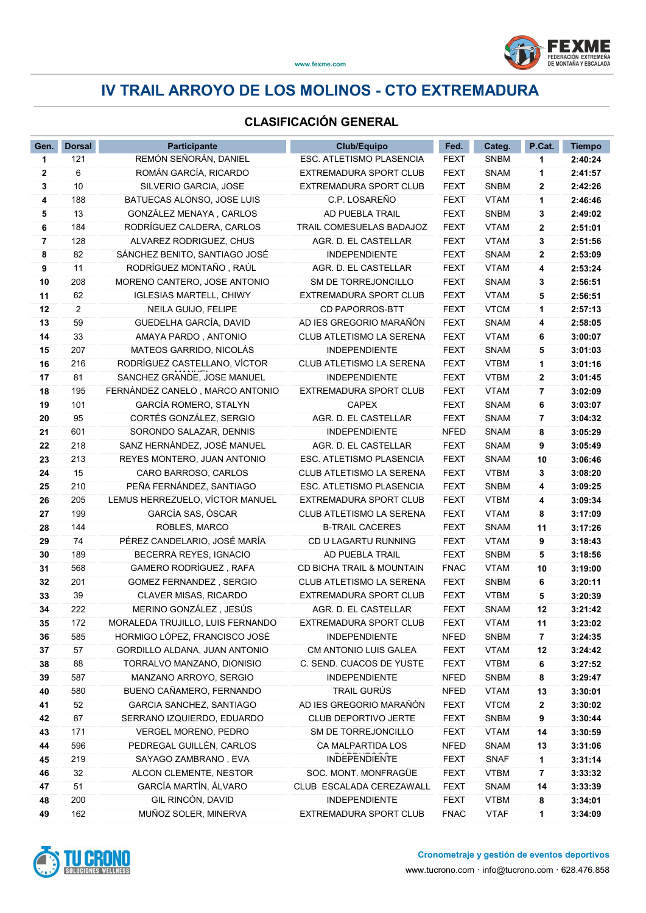# IV TRAIL ARROYO DE LOS MOLINOS - CTO EXTREMADURA

## CLASIFICACIÓN GENERAL

| Gen. | Dorsal | Participante | Club/Equipo | Fed. | Categ. | P.Cat. | Tiempo |
|---|---|---|---|---|---|---|---|
| 1 | 121 | REMÓN SEÑORÁN, DANIEL | ESC. ATLETISMO PLASENCIA | FEXT | SNBM | 1 | 2:40:24 |
| 2 | 6 | ROMÁN GARCÍA, RICARDO | EXTREMADURA SPORT CLUB | FEXT | SNAM | 1 | 2:41:57 |
| 3 | 10 | SILVERIO GARCIA, JOSE | EXTREMADURA SPORT CLUB | FEXT | SNBM | 2 | 2:42:26 |
| 4 | 188 | BATUECAS ALONSO, JOSE LUIS | C.P. LOSAREÑO | FEXT | VTAM | 1 | 2:46:46 |
| 5 | 13 | GONZÁLEZ MENAYA , CARLOS | AD PUEBLA TRAIL | FEXT | SNBM | 3 | 2:49:02 |
| 6 | 184 | RODRÍGUEZ CALDERA, CARLOS | TRAIL COMESUELAS BADAJOZ | FEXT | VTAM | 2 | 2:51:01 |
| 7 | 128 | ALVAREZ RODRIGUEZ, CHUS | AGR. D. EL CASTELLAR | FEXT | VTAM | 3 | 2:51:56 |
| 8 | 82 | SÁNCHEZ BENITO, SANTIAGO JOSÉ | INDEPENDIENTE | FEXT | SNAM | 2 | 2:53:09 |
| 9 | 11 | RODRÍGUEZ MONTAÑO , RAÚL | AGR. D. EL CASTELLAR | FEXT | VTAM | 4 | 2:53:24 |
| 10 | 208 | MORENO CANTERO, JOSE ANTONIO | SM DE TORREJONCILLO | FEXT | SNAM | 3 | 2:56:51 |
| 11 | 62 | IGLESIAS MARTELL, CHIWY | EXTREMADURA SPORT CLUB | FEXT | VTAM | 5 | 2:56:51 |
| 12 | 2 | NEILA GUIJO, FELIPE | CD PAPORROS-BTT | FEXT | VTCM | 1 | 2:57:13 |
| 13 | 59 | GUEDELHA GARCÍA, DAVID | AD IES GREGORIO MARAÑÓN | FEXT | SNAM | 4 | 2:58:05 |
| 14 | 33 | AMAYA PARDO , ANTONIO | CLUB ATLETISMO LA SERENA | FEXT | VTAM | 6 | 3:00:07 |
| 15 | 207 | MATEOS GARRIDO, NICOLÁS | INDEPENDIENTE | FEXT | SNAM | 5 | 3:01:03 |
| 16 | 216 | RODRÍGUEZ CASTELLANO, VÍCTOR | CLUB ATLETISMO LA SERENA | FEXT | VTBM | 1 | 3:01:16 |
| 17 | 81 | SANCHEZ GRANDE, JOSE MANUEL | INDEPENDIENTE | FEXT | VTBM | 2 | 3:01:45 |
| 18 | 195 | FERNÁNDEZ CANELO , MARCO ANTONIO | EXTREMADURA SPORT CLUB | FEXT | VTAM | 7 | 3:02:09 |
| 19 | 101 | GARCÍA ROMERO, STALYN | CAPEX | FEXT | SNAM | 6 | 3:03:07 |
| 20 | 95 | CORTÉS GONZÁLEZ, SERGIO | AGR. D. EL CASTELLAR | FEXT | SNAM | 7 | 3:04:32 |
| 21 | 601 | SORONDO SALAZAR, DENNIS | INDEPENDIENTE | NFED | SNAM | 8 | 3:05:29 |
| 22 | 218 | SANZ HERNÁNDEZ, JOSÉ MANUEL | AGR. D. EL CASTELLAR | FEXT | SNAM | 9 | 3:05:49 |
| 23 | 213 | REYES MONTERO, JUAN ANTONIO | ESC. ATLETISMO PLASENCIA | FEXT | SNAM | 10 | 3:06:46 |
| 24 | 15 | CARO BARROSO, CARLOS | CLUB ATLETISMO LA SERENA | FEXT | VTBM | 3 | 3:08:20 |
| 25 | 210 | PEÑA FERNÁNDEZ, SANTIAGO | ESC. ATLETISMO PLASENCIA | FEXT | SNBM | 4 | 3:09:25 |
| 26 | 205 | LEMUS HERREZUELO, VÍCTOR MANUEL | EXTREMADURA SPORT CLUB | FEXT | VTBM | 4 | 3:09:34 |
| 27 | 199 | GARCÍA SAS, ÓSCAR | CLUB ATLETISMO LA SERENA | FEXT | VTAM | 8 | 3:17:09 |
| 28 | 144 | ROBLES, MARCO | B-TRAIL CACERES | FEXT | SNAM | 11 | 3:17:26 |
| 29 | 74 | PÉREZ CANDELARIO, JOSÉ MARÍA | CD U LAGARTU RUNNING | FEXT | VTAM | 9 | 3:18:43 |
| 30 | 189 | BECERRA REYES, IGNACIO | AD PUEBLA TRAIL | FEXT | SNBM | 5 | 3:18:56 |
| 31 | 568 | GAMERO RODRÍGUEZ , RAFA | CD BICHA TRAIL & MOUNTAIN | FNAC | VTAM | 10 | 3:19:00 |
| 32 | 201 | GOMEZ FERNANDEZ , SERGIO | CLUB ATLETISMO LA SERENA | FEXT | SNBM | 6 | 3:20:11 |
| 33 | 39 | CLAVER MISAS, RICARDO | EXTREMADURA SPORT CLUB | FEXT | VTBM | 5 | 3:20:39 |
| 34 | 222 | MERINO GONZÁLEZ , JESÚS | AGR. D. EL CASTELLAR | FEXT | SNAM | 12 | 3:21:42 |
| 35 | 172 | MORALEDA TRUJILLO, LUIS FERNANDO | EXTREMADURA SPORT CLUB | FEXT | VTAM | 11 | 3:23:02 |
| 36 | 585 | HORMIGO LÓPEZ, FRANCISCO JOSÉ | INDEPENDIENTE | NFED | SNBM | 7 | 3:24:35 |
| 37 | 57 | GORDILLO ALDANA, JUAN ANTONIO | CM ANTONIO LUIS GALEA | FEXT | VTAM | 12 | 3:24:42 |
| 38 | 88 | TORRALVO MANZANO, DIONISIO | C. SEND. CUACOS DE YUSTE | FEXT | VTBM | 6 | 3:27:52 |
| 39 | 587 | MANZANO ARROYO, SERGIO | INDEPENDIENTE | NFED | SNBM | 8 | 3:29:47 |
| 40 | 580 | BUENO CAÑAMERO, FERNANDO | TRAIL GURÚS | NFED | VTAM | 13 | 3:30:01 |
| 41 | 52 | GARCIA SANCHEZ, SANTIAGO | AD IES GREGORIO MARAÑÓN | FEXT | VTCM | 2 | 3:30:02 |
| 42 | 87 | SERRANO IZQUIERDO, EDUARDO | CLUB DEPORTIVO JERTE | FEXT | SNBM | 9 | 3:30:44 |
| 43 | 171 | VERGEL MORENO, PEDRO | SM DE TORREJONCILLO | FEXT | VTAM | 14 | 3:30:59 |
| 44 | 596 | PEDREGAL GUILLÉN, CARLOS | CA MALPARTIDA LOS | NFED | SNAM | 13 | 3:31:06 |
| 45 | 219 | SAYAGO ZAMBRANO , EVA | INDEPENDIENTE | FEXT | SNAF | 1 | 3:31:14 |
| 46 | 32 | ALCON CLEMENTE, NESTOR | SOC. MONT. MONFRAGÜE | FEXT | VTBM | 7 | 3:33:32 |
| 47 | 51 | GARCÍA MARTÍN, ÁLVARO | CLUB ESCALADA CEREZAWALL | FEXT | SNAM | 14 | 3:33:39 |
| 48 | 200 | GIL RINCÓN, DAVID | INDEPENDIENTE | FEXT | VTBM | 8 | 3:34:01 |
| 49 | 162 | MUÑOZ SOLER, MINERVA | EXTREMADURA SPORT CLUB | FNAC | VTAF | 1 | 3:34:09 |

Cronometraje y gestión de eventos deportivos
www.tucrono.com · info@tucrono.com · 628.476.858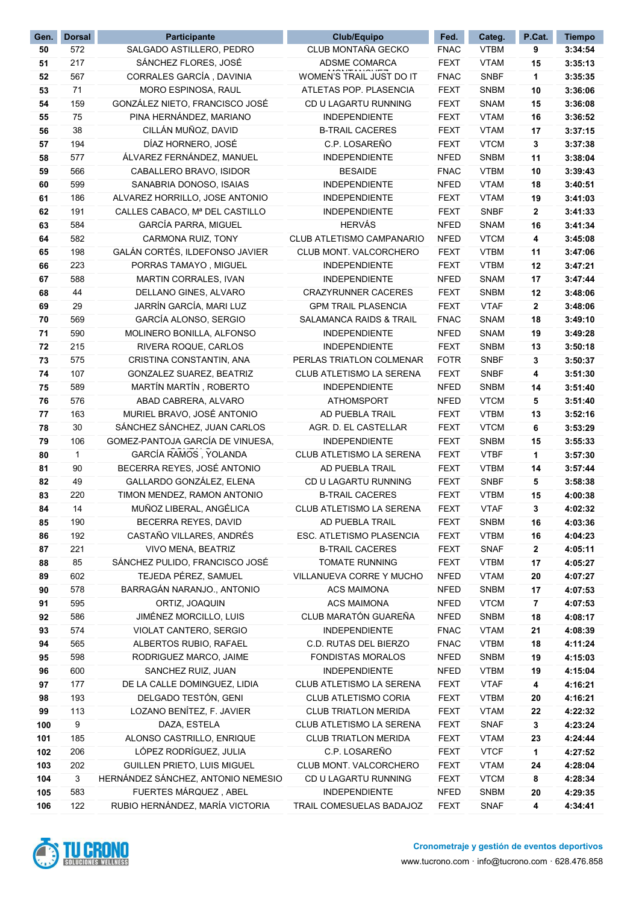| Gen. | Dorsal | Participante | Club/Equipo | Fed. | Categ. | P.Cat. | Tiempo |
|---|---|---|---|---|---|---|---|
| 50 | 572 | SALGADO ASTILLERO, PEDRO | CLUB MONTAÑA GECKO | FNAC | VTBM | 9 | 3:34:54 |
| 51 | 217 | SÁNCHEZ FLORES, JOSÉ | ADSME COMARCA | FEXT | VTAM | 15 | 3:35:13 |
| 52 | 567 | CORRALES GARCÍA , DAVINIA | WOMEN'S TRAIL JUST DO IT | FNAC | SNBF | 1 | 3:35:35 |
| 53 | 71 | MORO ESPINOSA, RAUL | ATLETAS POP. PLASENCIA | FEXT | SNBM | 10 | 3:36:06 |
| 54 | 159 | GONZÁLEZ NIETO, FRANCISCO JOSÉ | CD U LAGARTU RUNNING | FEXT | SNAM | 15 | 3:36:08 |
| 55 | 75 | PINA HERNÁNDEZ, MARIANO | INDEPENDIENTE | FEXT | VTAM | 16 | 3:36:52 |
| 56 | 38 | CILLÁN MUÑOZ, DAVID | B-TRAIL CACERES | FEXT | VTAM | 17 | 3:37:15 |
| 57 | 194 | DÍAZ HORNERO, JOSÉ | C.P. LOSAREÑO | FEXT | VTCM | 3 | 3:37:38 |
| 58 | 577 | ÁLVAREZ FERNÁNDEZ, MANUEL | INDEPENDIENTE | NFED | SNBM | 11 | 3:38:04 |
| 59 | 566 | CABALLERO BRAVO, ISIDOR | BESAIDE | FNAC | VTBM | 10 | 3:39:43 |
| 60 | 599 | SANABRIA DONOSO, ISAIAS | INDEPENDIENTE | NFED | VTAM | 18 | 3:40:51 |
| 61 | 186 | ALVAREZ HORRILLO, JOSE ANTONIO | INDEPENDIENTE | FEXT | VTAM | 19 | 3:41:03 |
| 62 | 191 | CALLES CABACO, Mª DEL CASTILLO | INDEPENDIENTE | FEXT | SNBF | 2 | 3:41:33 |
| 63 | 584 | GARCÍA PARRA, MIGUEL | HERVÁS | NFED | SNAM | 16 | 3:41:34 |
| 64 | 582 | CARMONA RUIZ, TONY | CLUB ATLETISMO CAMPANARIO | NFED | VTCM | 4 | 3:45:08 |
| 65 | 198 | GALÁN CORTÉS, ILDEFONSO JAVIER | CLUB MONT. VALCORCHERO | FEXT | VTBM | 11 | 3:47:06 |
| 66 | 223 | PORRAS TAMAYO , MIGUEL | INDEPENDIENTE | FEXT | VTBM | 12 | 3:47:21 |
| 67 | 588 | MARTIN CORRALES, IVAN | INDEPENDIENTE | NFED | SNAM | 17 | 3:47:44 |
| 68 | 44 | DELLANO GINES, ALVARO | CRAZYRUNNER CACERES | FEXT | SNBM | 12 | 3:48:06 |
| 69 | 29 | JARRÍN GARCÍA, MARI LUZ | GPM TRAIL PLASENCIA | FEXT | VTAF | 2 | 3:48:06 |
| 70 | 569 | GARCÍA ALONSO, SERGIO | SALAMANCA RAIDS & TRAIL | FNAC | SNAM | 18 | 3:49:10 |
| 71 | 590 | MOLINERO BONILLA, ALFONSO | INDEPENDIENTE | NFED | SNAM | 19 | 3:49:28 |
| 72 | 215 | RIVERA ROQUE, CARLOS | INDEPENDIENTE | FEXT | SNBM | 13 | 3:50:18 |
| 73 | 575 | CRISTINA CONSTANTIN, ANA | PERLAS TRIATLON COLMENAR | FOTR | SNBF | 3 | 3:50:37 |
| 74 | 107 | GONZALEZ SUAREZ, BEATRIZ | CLUB ATLETISMO LA SERENA | FEXT | SNBF | 4 | 3:51:30 |
| 75 | 589 | MARTÍN MARTÍN , ROBERTO | INDEPENDIENTE | NFED | SNBM | 14 | 3:51:40 |
| 76 | 576 | ABAD CABRERA, ALVARO | ATHOMSPORT | NFED | VTCM | 5 | 3:51:40 |
| 77 | 163 | MURIEL BRAVO, JOSÉ ANTONIO | AD PUEBLA TRAIL | FEXT | VTBM | 13 | 3:52:16 |
| 78 | 30 | SÁNCHEZ SÁNCHEZ, JUAN CARLOS | AGR. D. EL CASTELLAR | FEXT | VTCM | 6 | 3:53:29 |
| 79 | 106 | GOMEZ-PANTOJA GARCÍA DE VINUESA, | INDEPENDIENTE | FEXT | SNBM | 15 | 3:55:33 |
| 80 | 1 | GARCÍA RAMOS , YOLANDA | CLUB ATLETISMO LA SERENA | FEXT | VTBF | 1 | 3:57:30 |
| 81 | 90 | BECERRA REYES, JOSÉ ANTONIO | AD PUEBLA TRAIL | FEXT | VTBM | 14 | 3:57:44 |
| 82 | 49 | GALLARDO GONZÁLEZ, ELENA | CD U LAGARTU RUNNING | FEXT | SNBF | 5 | 3:58:38 |
| 83 | 220 | TIMON MENDEZ, RAMON ANTONIO | B-TRAIL CACERES | FEXT | VTBM | 15 | 4:00:38 |
| 84 | 14 | MUÑOZ LIBERAL, ANGÉLICA | CLUB ATLETISMO LA SERENA | FEXT | VTAF | 3 | 4:02:32 |
| 85 | 190 | BECERRA REYES, DAVID | AD PUEBLA TRAIL | FEXT | SNBM | 16 | 4:03:36 |
| 86 | 192 | CASTAÑO VILLARES, ANDRÉS | ESC. ATLETISMO PLASENCIA | FEXT | VTBM | 16 | 4:04:23 |
| 87 | 221 | VIVO MENA, BEATRIZ | B-TRAIL CACERES | FEXT | SNAF | 2 | 4:05:11 |
| 88 | 85 | SÁNCHEZ PULIDO, FRANCISCO JOSÉ | TOMATE RUNNING | FEXT | VTBM | 17 | 4:05:27 |
| 89 | 602 | TEJEDA PÉREZ, SAMUEL | VILLANUEVA CORRE Y MUCHO | NFED | VTAM | 20 | 4:07:27 |
| 90 | 578 | BARRAGÁN NARANJO., ANTONIO | ACS MAIMONA | NFED | SNBM | 17 | 4:07:53 |
| 91 | 595 | ORTIZ, JOAQUIN | ACS MAIMONA | NFED | VTCM | 7 | 4:07:53 |
| 92 | 586 | JIMÉNEZ MORCILLO, LUIS | CLUB MARATÓN GUAREÑA | NFED | SNBM | 18 | 4:08:17 |
| 93 | 574 | VIOLAT CANTERO, SERGIO | INDEPENDIENTE | FNAC | VTAM | 21 | 4:08:39 |
| 94 | 565 | ALBERTOS RUBIO, RAFAEL | C.D. RUTAS DEL BIERZO | FNAC | VTBM | 18 | 4:11:24 |
| 95 | 598 | RODRIGUEZ MARCO, JAIME | FONDISTAS MORALOS | NFED | SNBM | 19 | 4:15:03 |
| 96 | 600 | SANCHEZ RUIZ, JUAN | INDEPENDIENTE | NFED | VTBM | 19 | 4:15:04 |
| 97 | 177 | DE LA CALLE DOMINGUEZ, LIDIA | CLUB ATLETISMO LA SERENA | FEXT | VTAF | 4 | 4:16:21 |
| 98 | 193 | DELGADO TESTÓN, GENI | CLUB ATLETISMO CORIA | FEXT | VTBM | 20 | 4:16:21 |
| 99 | 113 | LOZANO BENÍTEZ, F. JAVIER | CLUB TRIATLON MERIDA | FEXT | VTAM | 22 | 4:22:32 |
| 100 | 9 | DAZA, ESTELA | CLUB ATLETISMO LA SERENA | FEXT | SNAF | 3 | 4:23:24 |
| 101 | 185 | ALONSO CASTRILLO, ENRIQUE | CLUB TRIATLON MERIDA | FEXT | VTAM | 23 | 4:24:44 |
| 102 | 206 | LÓPEZ RODRÍGUEZ, JULIA | C.P. LOSAREÑO | FEXT | VTCF | 1 | 4:27:52 |
| 103 | 202 | GUILLEN PRIETO, LUIS MIGUEL | CLUB MONT. VALCORCHERO | FEXT | VTAM | 24 | 4:28:04 |
| 104 | 3 | HERNÁNDEZ SÁNCHEZ, ANTONIO NEMESIO | CD U LAGARTU RUNNING | FEXT | VTCM | 8 | 4:28:34 |
| 105 | 583 | FUERTES MÁRQUEZ , ABEL | INDEPENDIENTE | NFED | SNBM | 20 | 4:29:35 |
| 106 | 122 | RUBIO HERNÁNDEZ, MARÍA VICTORIA | TRAIL COMESUELAS BADAJOZ | FEXT | SNAF | 4 | 4:34:41 |

TU CRONO SOLUCIONES WELLNESS

**Cronometraje y gestión de eventos deportivos**

www.tucrono.com · info@tucrono.com · 628.476.858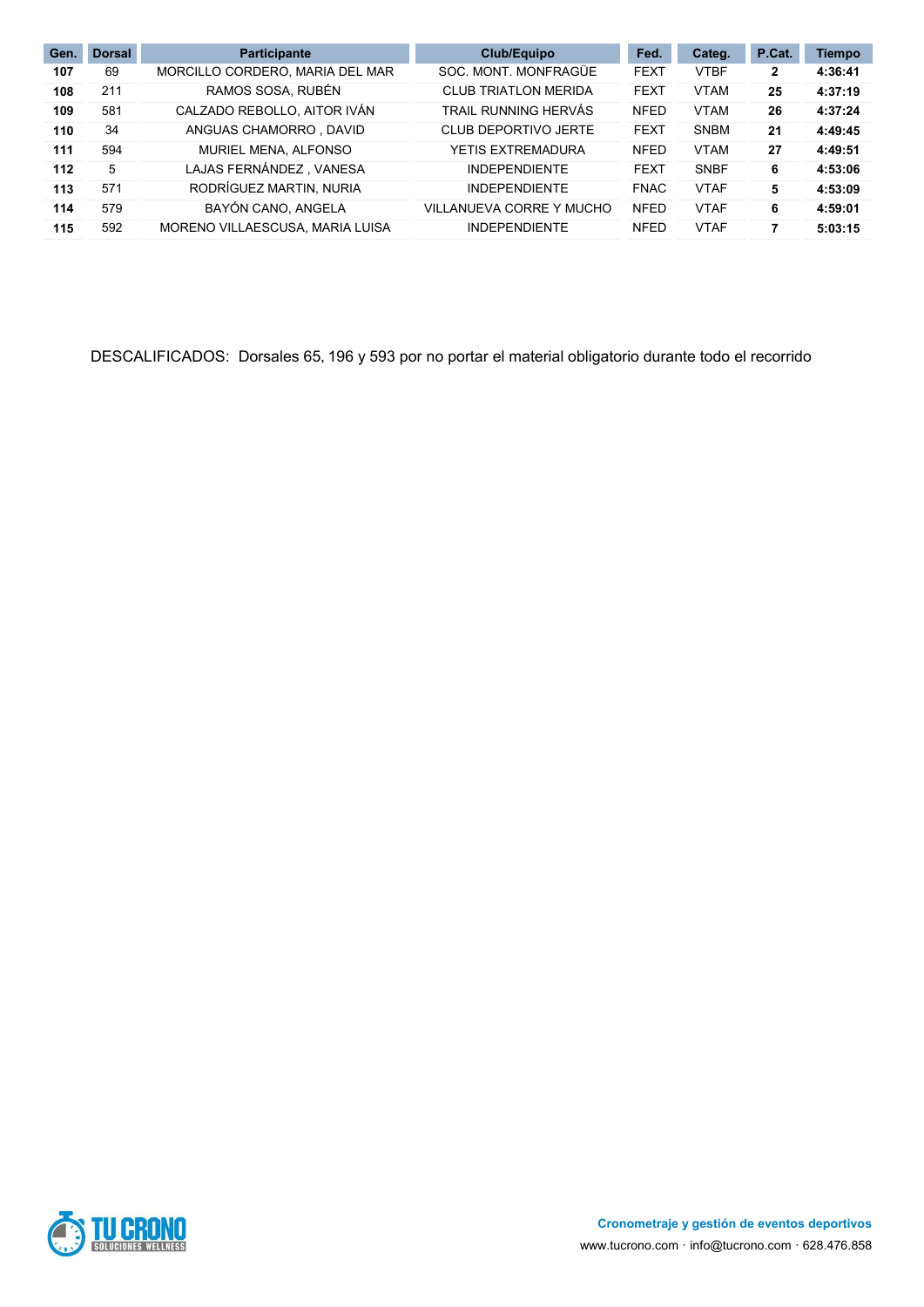| Gen. | Dorsal | Participante | Club/Equipo | Fed. | Categ. | P.Cat. | Tiempo |
|---|---|---|---|---|---|---|---|
| **107** | 69 | MORCILLO CORDERO, MARIA DEL MAR | SOC. MONT. MONFRAGÜE | FEXT | VTBF | **2** | **4:36:41** |
| **108** | 211 | RAMOS SOSA, RUBÉN | CLUB TRIATLON MERIDA | FEXT | VTAM | **25** | **4:37:19** |
| **109** | 581 | CALZADO REBOLLO, AITOR IVÁN | TRAIL RUNNING HERVÁS | NFED | VTAM | **26** | **4:37:24** |
| **110** | 34 | ANGUAS CHAMORRO , DAVID | CLUB DEPORTIVO JERTE | FEXT | SNBM | **21** | **4:49:45** |
| **111** | 594 | MURIEL MENA, ALFONSO | YETIS EXTREMADURA | NFED | VTAM | **27** | **4:49:51** |
| **112** | 5 | LAJAS FERNÁNDEZ , VANESA | INDEPENDIENTE | FEXT | SNBF | **6** | **4:53:06** |
| **113** | 571 | RODRÍGUEZ MARTIN, NURIA | INDEPENDIENTE | FNAC | VTAF | **5** | **4:53:09** |
| **114** | 579 | BAYÓN CANO, ANGELA | VILLANUEVA CORRE Y MUCHO | NFED | VTAF | **6** | **4:59:01** |
| **115** | 592 | MORENO VILLAESCUSA, MARIA LUISA | INDEPENDIENTE | NFED | VTAF | **7** | **5:03:15** |

DESCALIFICADOS: Dorsales 65, 196 y 593 por no portar el material obligatorio durante todo el recorrido

**Cronometraje y gestión de eventos deportivos**

www.tucrono.com · info@tucrono.com · 628.476.858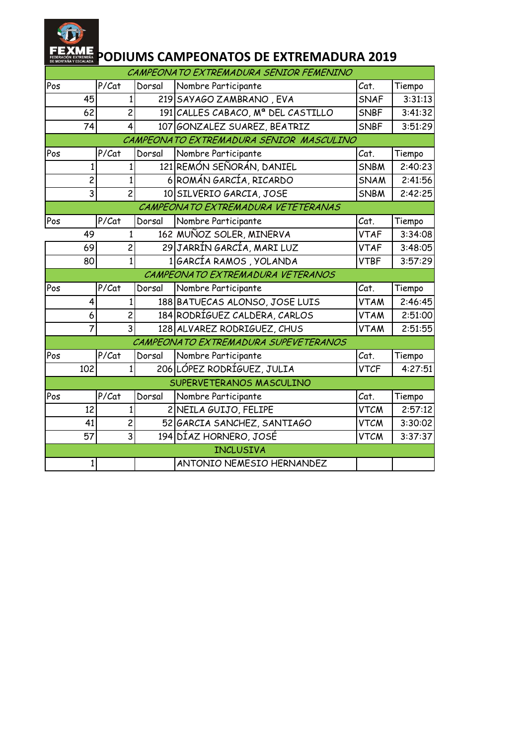# PODIUMS CAMPEONATOS DE EXTREMADURA 2019

| Pos | P/Cat | Dorsal | Nombre Participante | Cat. | Tiempo |
|---|---|---|---|---|---|
| *CAMPEONATO EXTREMADURA SENIOR FEMENINO* | | | | | |
| Pos | P/Cat | Dorsal | Nombre Participante | Cat. | Tiempo |
| 45 | 1 | 219 | SAYAGO ZAMBRANO , EVA | SNAF | 3:31:13 |
| 62 | 2 | 191 | CALLES CABACO, Mª DEL CASTILLO | SNBF | 3:41:32 |
| 74 | 4 | 107 | GONZALEZ SUAREZ, BEATRIZ | SNBF | 3:51:29 |
| *CAMPEONATO EXTREMADURA SENIOR MASCULINO* | | | | | |
| Pos | P/Cat | Dorsal | Nombre Participante | Cat. | Tiempo |
| 1 | 1 | 121 | REMÓN SEÑORÁN, DANIEL | SNBM | 2:40:23 |
| 2 | 1 | 6 | ROMÁN GARCÍA, RICARDO | SNAM | 2:41:56 |
| 3 | 2 | 10 | SILVERIO GARCIA, JOSE | SNBM | 2:42:25 |
| *CAMPEONATO EXTREMADURA VETETERANAS* | | | | | |
| Pos | P/Cat | Dorsal | Nombre Participante | Cat. | Tiempo |
| 49 | 1 | 162 | MUÑOZ SOLER, MINERVA | VTAF | 3:34:08 |
| 69 | 2 | 29 | JARRÍN GARCÍA, MARI LUZ | VTAF | 3:48:05 |
| 80 | 1 | 1 | GARCÍA RAMOS , YOLANDA | VTBF | 3:57:29 |
| *CAMPEONATO EXTREMADURA VETERANOS* | | | | | |
| Pos | P/Cat | Dorsal | Nombre Participante | Cat. | Tiempo |
| 4 | 1 | 188 | BATUECAS ALONSO, JOSE LUIS | VTAM | 2:46:45 |
| 6 | 2 | 184 | RODRÍGUEZ CALDERA, CARLOS | VTAM | 2:51:00 |
| 7 | 3 | 128 | ALVAREZ RODRIGUEZ, CHUS | VTAM | 2:51:55 |
| *CAMPEONATO EXTREMADURA SUPEVETERANOS* | | | | | |
| Pos | P/Cat | Dorsal | Nombre Participante | Cat. | Tiempo |
| 102 | 1 | 206 | LÓPEZ RODRÍGUEZ, JULIA | VTCF | 4:27:51 |
| SUPERVETERANOS MASCULINO | | | | | |
| Pos | P/Cat | Dorsal | Nombre Participante | Cat. | Tiempo |
| 12 | 1 | 2 | NEILA GUIJO, FELIPE | VTCM | 2:57:12 |
| 41 | 2 | 52 | GARCIA SANCHEZ, SANTIAGO | VTCM | 3:30:02 |
| 57 | 3 | 194 | DÍAZ HORNERO, JOSÉ | VTCM | 3:37:37 |
| INCLUSIVA | | | | | |
| 1 | | | ANTONIO NEMESIO HERNANDEZ | | |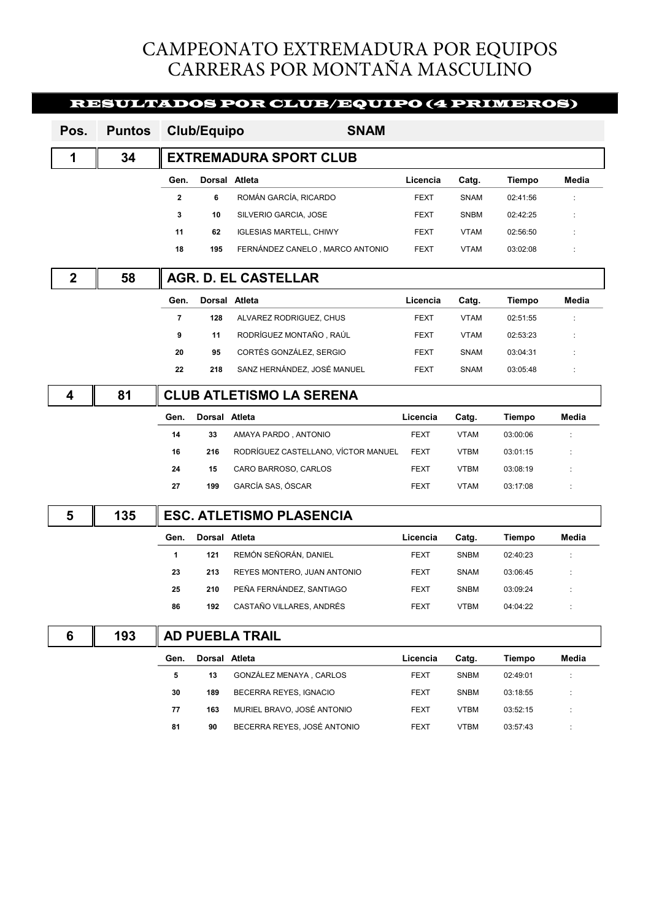# CAMPEONATO EXTREMADURA POR EQUIPOS
# CARRERAS POR MONTAÑA MASCULINO

## RESULTADOS POR CLUB/EQUIPO (4 PRIMEROS)

| Pos. | Puntos | Club/Equipo | SNAM |
|---|---|---|---|

### 1 | 34 | EXTREMADURA SPORT CLUB

| Gen. | Dorsal | Atleta | Licencia | Catg. | Tiempo | Media |
|---|---|---|---|---|---|---|
| 2 | 6 | ROMÁN GARCÍA, RICARDO | FEXT | SNAM | 02:41:56 | : |
| 3 | 10 | SILVERIO GARCIA, JOSE | FEXT | SNBM | 02:42:25 | : |
| 11 | 62 | IGLESIAS MARTELL, CHIWY | FEXT | VTAM | 02:56:50 | : |
| 18 | 195 | FERNÁNDEZ CANELO , MARCO ANTONIO | FEXT | VTAM | 03:02:08 | : |

### 2 | 58 | AGR. D. EL CASTELLAR

| Gen. | Dorsal | Atleta | Licencia | Catg. | Tiempo | Media |
|---|---|---|---|---|---|---|
| 7 | 128 | ALVAREZ RODRIGUEZ, CHUS | FEXT | VTAM | 02:51:55 | : |
| 9 | 11 | RODRÍGUEZ MONTAÑO , RAÚL | FEXT | VTAM | 02:53:23 | : |
| 20 | 95 | CORTÉS GONZÁLEZ, SERGIO | FEXT | SNAM | 03:04:31 | : |
| 22 | 218 | SANZ HERNÁNDEZ, JOSÉ MANUEL | FEXT | SNAM | 03:05:48 | : |

### 4 | 81 | CLUB ATLETISMO LA SERENA

| Gen. | Dorsal | Atleta | Licencia | Catg. | Tiempo | Media |
|---|---|---|---|---|---|---|
| 14 | 33 | AMAYA PARDO , ANTONIO | FEXT | VTAM | 03:00:06 | : |
| 16 | 216 | RODRÍGUEZ CASTELLANO, VÍCTOR MANUEL | FEXT | VTBM | 03:01:15 | : |
| 24 | 15 | CARO BARROSO, CARLOS | FEXT | VTBM | 03:08:19 | : |
| 27 | 199 | GARCÍA SAS, ÓSCAR | FEXT | VTAM | 03:17:08 | : |

### 5 | 135 | ESC. ATLETISMO PLASENCIA

| Gen. | Dorsal | Atleta | Licencia | Catg. | Tiempo | Media |
|---|---|---|---|---|---|---|
| 1 | 121 | REMÓN SEÑORÁN, DANIEL | FEXT | SNBM | 02:40:23 | : |
| 23 | 213 | REYES MONTERO, JUAN ANTONIO | FEXT | SNAM | 03:06:45 | : |
| 25 | 210 | PEÑA FERNÁNDEZ, SANTIAGO | FEXT | SNBM | 03:09:24 | : |
| 86 | 192 | CASTAÑO VILLARES, ANDRÉS | FEXT | VTBM | 04:04:22 | : |

### 6 | 193 | AD PUEBLA TRAIL

| Gen. | Dorsal | Atleta | Licencia | Catg. | Tiempo | Media |
|---|---|---|---|---|---|---|
| 5 | 13 | GONZÁLEZ MENAYA , CARLOS | FEXT | SNBM | 02:49:01 | : |
| 30 | 189 | BECERRA REYES, IGNACIO | FEXT | SNBM | 03:18:55 | : |
| 77 | 163 | MURIEL BRAVO, JOSÉ ANTONIO | FEXT | VTBM | 03:52:15 | : |
| 81 | 90 | BECERRA REYES, JOSÉ ANTONIO | FEXT | VTBM | 03:57:43 | : |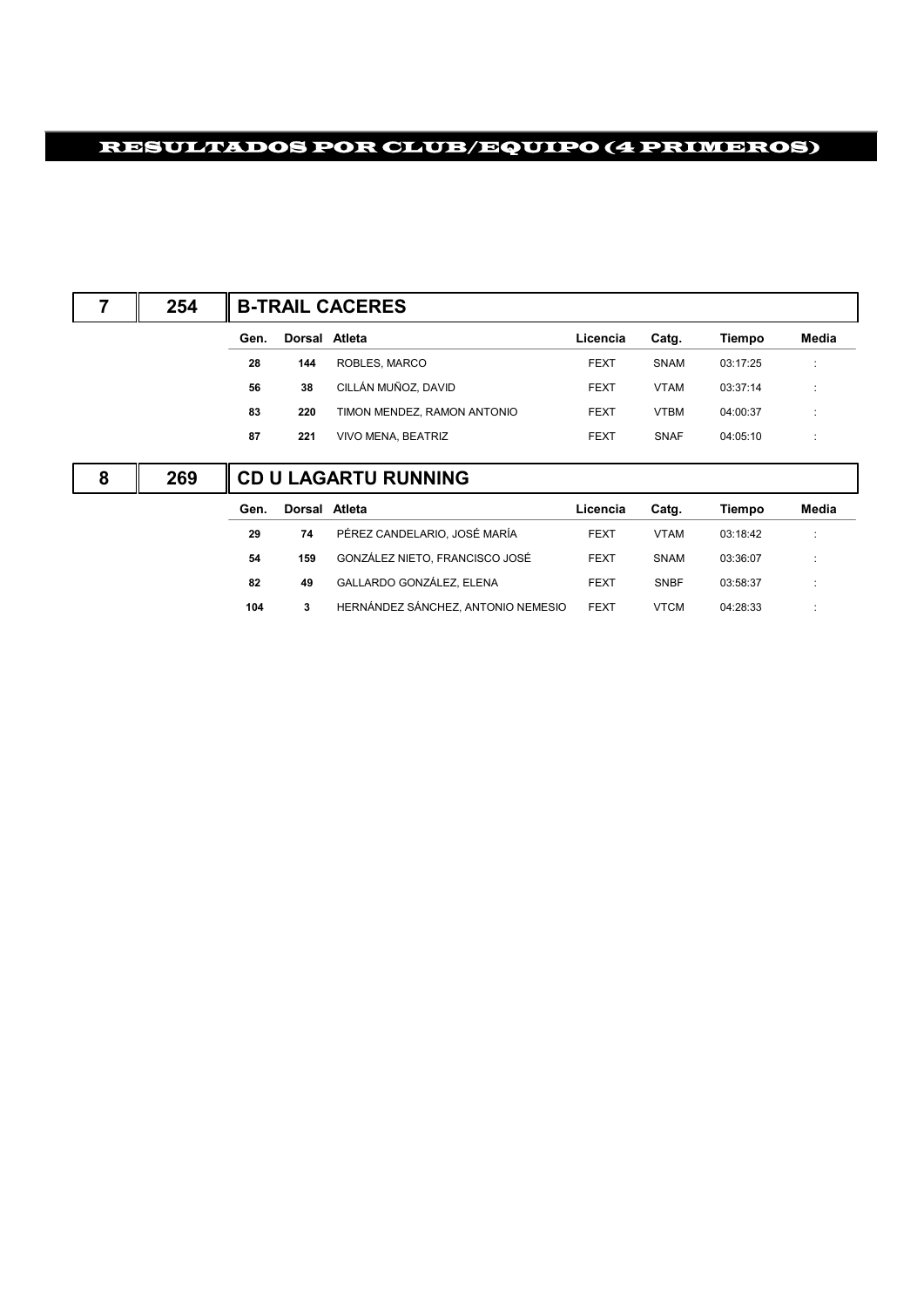# RESULTADOS POR CLUB/EQUIPO (4 PRIMEROS)

## 7 | 254 | B-TRAIL CACERES

| Gen. | Dorsal | Atleta | Licencia | Catg. | Tiempo | Media |
|---|---|---|---|---|---|---|
| 28 | 144 | ROBLES, MARCO | FEXT | SNAM | 03:17:25 | : |
| 56 | 38 | CILLÁN MUÑOZ, DAVID | FEXT | VTAM | 03:37:14 | : |
| 83 | 220 | TIMON MENDEZ, RAMON ANTONIO | FEXT | VTBM | 04:00:37 | : |
| 87 | 221 | VIVO MENA, BEATRIZ | FEXT | SNAF | 04:05:10 | : |

## 8 | 269 | CD U LAGARTU RUNNING

| Gen. | Dorsal | Atleta | Licencia | Catg. | Tiempo | Media |
|---|---|---|---|---|---|---|
| 29 | 74 | PÉREZ CANDELARIO, JOSÉ MARÍA | FEXT | VTAM | 03:18:42 | : |
| 54 | 159 | GONZÁLEZ NIETO, FRANCISCO JOSÉ | FEXT | SNAM | 03:36:07 | : |
| 82 | 49 | GALLARDO GONZÁLEZ, ELENA | FEXT | SNBF | 03:58:37 | : |
| 104 | 3 | HERNÁNDEZ SÁNCHEZ, ANTONIO NEMESIO | FEXT | VTCM | 04:28:33 | : |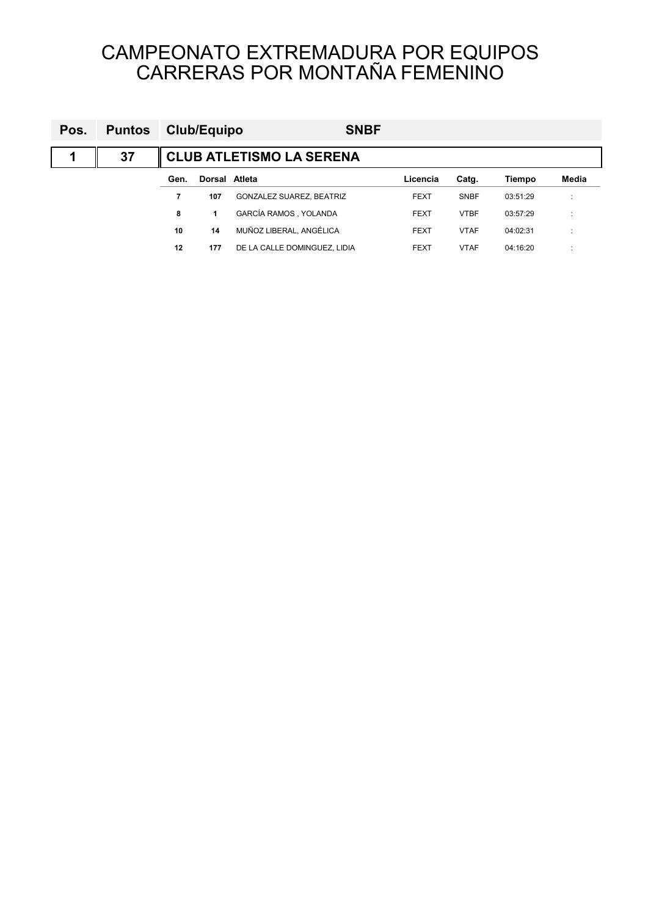# CAMPEONATO EXTREMADURA POR EQUIPOS
# CARRERAS POR MONTAÑA FEMENINO

| Pos. | Puntos | Club/Equipo | SNBF |
|---|---|---|---|
| 1 | 37 | CLUB ATLETISMO LA SERENA | |

| Gen. | Dorsal | Atleta | Licencia | Catg. | Tiempo | Media |
|---|---|---|---|---|---|---|
| 7 | 107 | GONZALEZ SUAREZ, BEATRIZ | FEXT | SNBF | 03:51:29 | : |
| 8 | 1 | GARCÍA RAMOS , YOLANDA | FEXT | VTBF | 03:57:29 | : |
| 10 | 14 | MUÑOZ LIBERAL, ANGÉLICA | FEXT | VTAF | 04:02:31 | : |
| 12 | 177 | DE LA CALLE DOMINGUEZ, LIDIA | FEXT | VTAF | 04:16:20 | : |